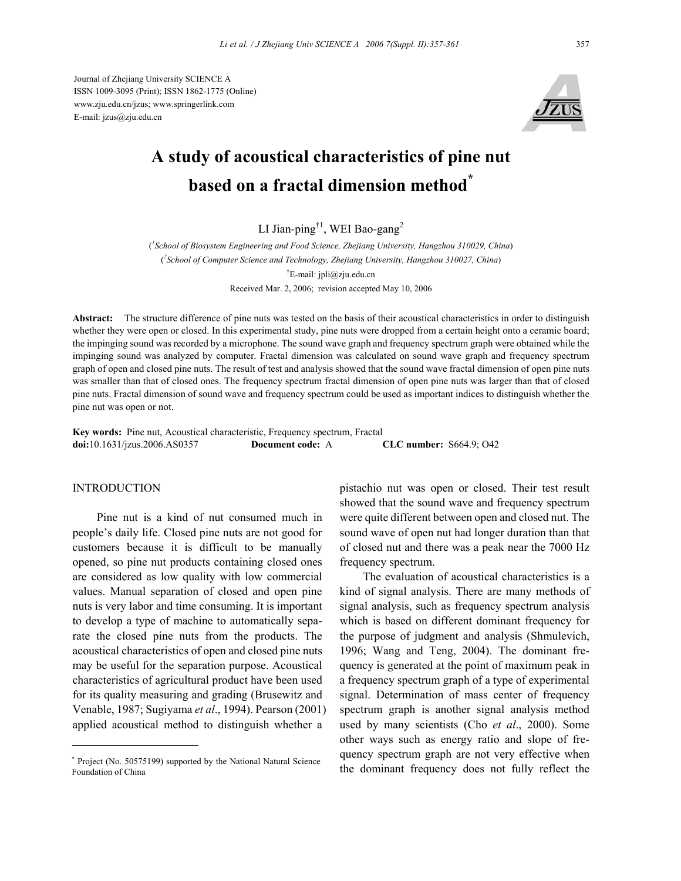Journal of Zhejiang University SCIENCE A
ISSN 1009-3095 (Print); ISSN 1862-1775 (Online)
www.zju.edu.cn/jzus; www.springerlink.com
E-mail: jzus@zju.edu.cn

# A study of acoustical characteristics of pine nut based on a fractal dimension method*

LI Jian-ping[†1], WEI Bao-gang[2]

([1]*School of Biosystem Engineering and Food Science, Zhejiang University, Hangzhou 310029, China*)
([2]*School of Computer Science and Technology, Zhejiang University, Hangzhou 310027, China*)
[†]E-mail: jpli@zju.edu.cn
Received Mar. 2, 2006; revision accepted May 10, 2006

**Abstract:** The structure difference of pine nuts was tested on the basis of their acoustical characteristics in order to distinguish whether they were open or closed. In this experimental study, pine nuts were dropped from a certain height onto a ceramic board; the impinging sound was recorded by a microphone. The sound wave graph and frequency spectrum graph were obtained while the impinging sound was analyzed by computer. Fractal dimension was calculated on sound wave graph and frequency spectrum graph of open and closed pine nuts. The result of test and analysis showed that the sound wave fractal dimension of open pine nuts was smaller than that of closed ones. The frequency spectrum fractal dimension of open pine nuts was larger than that of closed pine nuts. Fractal dimension of sound wave and frequency spectrum could be used as important indices to distinguish whether the pine nut was open or not.

**Key words:** Pine nut, Acoustical characteristic, Frequency spectrum, Fractal
**doi:**10.1631/jzus.2006.AS0357 **Document code:** A **CLC number:** S664.9; O42

## INTRODUCTION

Pine nut is a kind of nut consumed much in people's daily life. Closed pine nuts are not good for customers because it is difficult to be manually opened, so pine nut products containing closed ones are considered as low quality with low commercial values. Manual separation of closed and open pine nuts is very labor and time consuming. It is important to develop a type of machine to automatically separate the closed pine nuts from the products. The acoustical characteristics of open and closed pine nuts may be useful for the separation purpose. Acoustical characteristics of agricultural product have been used for its quality measuring and grading (Brusewitz and Venable, 1987; Sugiyama *et al*., 1994). Pearson (2001) applied acoustical method to distinguish whether a pistachio nut was open or closed. Their test result showed that the sound wave and frequency spectrum were quite different between open and closed nut. The sound wave of open nut had longer duration than that of closed nut and there was a peak near the 7000 Hz frequency spectrum.

The evaluation of acoustical characteristics is a kind of signal analysis. There are many methods of signal analysis, such as frequency spectrum analysis which is based on different dominant frequency for the purpose of judgment and analysis (Shmulevich, 1996; Wang and Teng, 2004). The dominant frequency is generated at the point of maximum peak in a frequency spectrum graph of a type of experimental signal. Determination of mass center of frequency spectrum graph is another signal analysis method used by many scientists (Cho *et al*., 2000). Some other ways such as energy ratio and slope of frequency spectrum graph are not very effective when the dominant frequency does not fully reflect the

---

* Project (No. 50575199) supported by the National Natural Science Foundation of China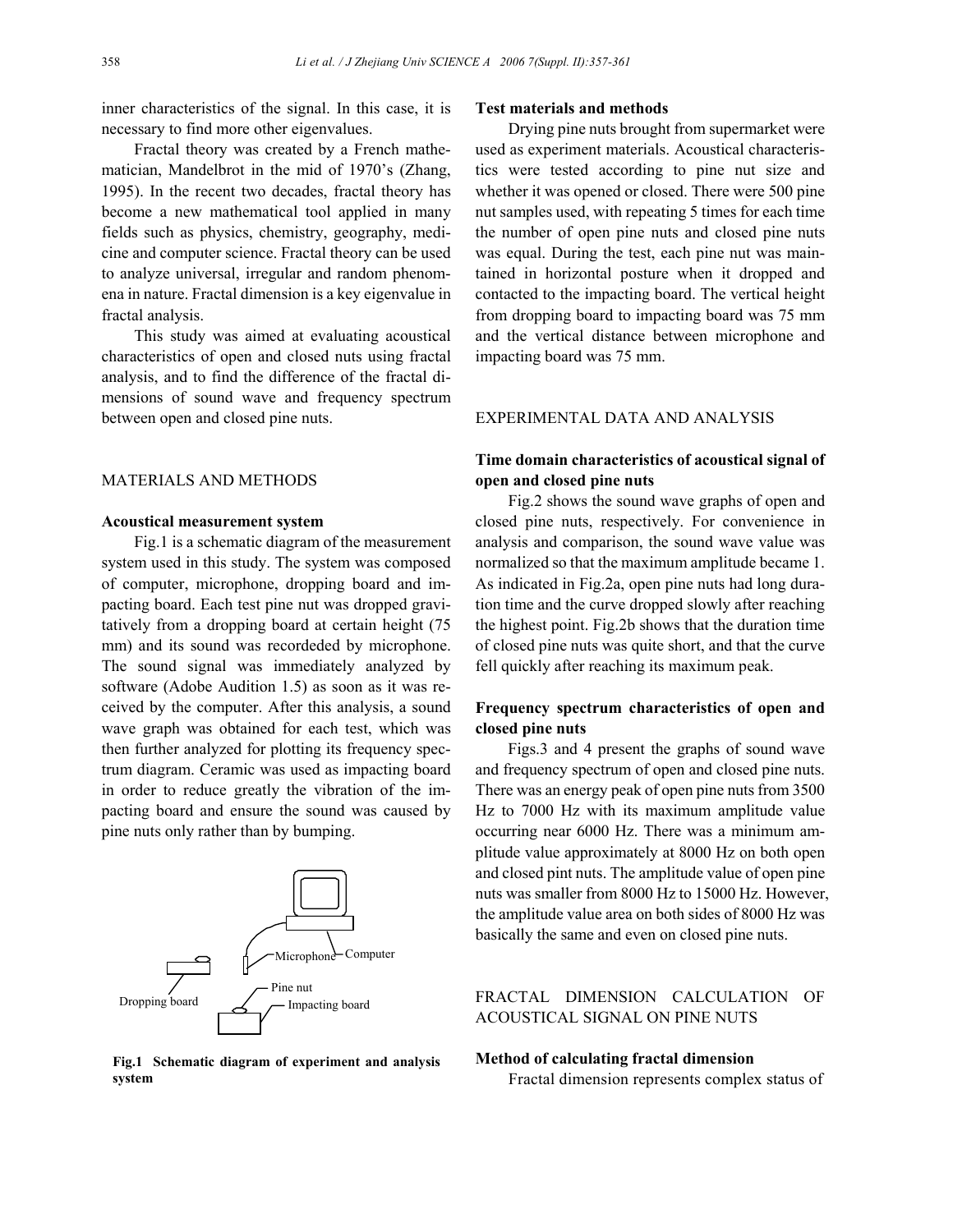inner characteristics of the signal. In this case, it is necessary to find more other eigenvalues.

Fractal theory was created by a French mathematician, Mandelbrot in the mid of 1970's (Zhang, 1995). In the recent two decades, fractal theory has become a new mathematical tool applied in many fields such as physics, chemistry, geography, medicine and computer science. Fractal theory can be used to analyze universal, irregular and random phenomena in nature. Fractal dimension is a key eigenvalue in fractal analysis.

This study was aimed at evaluating acoustical characteristics of open and closed nuts using fractal analysis, and to find the difference of the fractal dimensions of sound wave and frequency spectrum between open and closed pine nuts.

## MATERIALS AND METHODS

### Acoustical measurement system

Fig.1 is a schematic diagram of the measurement system used in this study. The system was composed of computer, microphone, dropping board and impacting board. Each test pine nut was dropped gravitatively from a dropping board at certain height (75 mm) and its sound was recordeded by microphone. The sound signal was immediately analyzed by software (Adobe Audition 1.5) as soon as it was received by the computer. After this analysis, a sound wave graph was obtained for each test, which was then further analyzed for plotting its frequency spectrum diagram. Ceramic was used as impacting board in order to reduce greatly the vibration of the impacting board and ensure the sound was caused by pine nuts only rather than by bumping.

Microphone Computer

Dropping board Pine nut Impacting board

**Fig.1 Schematic diagram of experiment and analysis system**

### Test materials and methods

Drying pine nuts brought from supermarket were used as experiment materials. Acoustical characteristics were tested according to pine nut size and whether it was opened or closed. There were 500 pine nut samples used, with repeating 5 times for each time the number of open pine nuts and closed pine nuts was equal. During the test, each pine nut was maintained in horizontal posture when it dropped and contacted to the impacting board. The vertical height from dropping board to impacting board was 75 mm and the vertical distance between microphone and impacting board was 75 mm.

## EXPERIMENTAL DATA AND ANALYSIS

### Time domain characteristics of acoustical signal of open and closed pine nuts

Fig.2 shows the sound wave graphs of open and closed pine nuts, respectively. For convenience in analysis and comparison, the sound wave value was normalized so that the maximum amplitude became 1. As indicated in Fig.2a, open pine nuts had long duration time and the curve dropped slowly after reaching the highest point. Fig.2b shows that the duration time of closed pine nuts was quite short, and that the curve fell quickly after reaching its maximum peak.

### Frequency spectrum characteristics of open and closed pine nuts

Figs.3 and 4 present the graphs of sound wave and frequency spectrum of open and closed pine nuts. There was an energy peak of open pine nuts from 3500 Hz to 7000 Hz with its maximum amplitude value occurring near 6000 Hz. There was a minimum amplitude value approximately at 8000 Hz on both open and closed pint nuts. The amplitude value of open pine nuts was smaller from 8000 Hz to 15000 Hz. However, the amplitude value area on both sides of 8000 Hz was basically the same and even on closed pine nuts.

## FRACTAL DIMENSION CALCULATION OF ACOUSTICAL SIGNAL ON PINE NUTS

### Method of calculating fractal dimension

Fractal dimension represents complex status of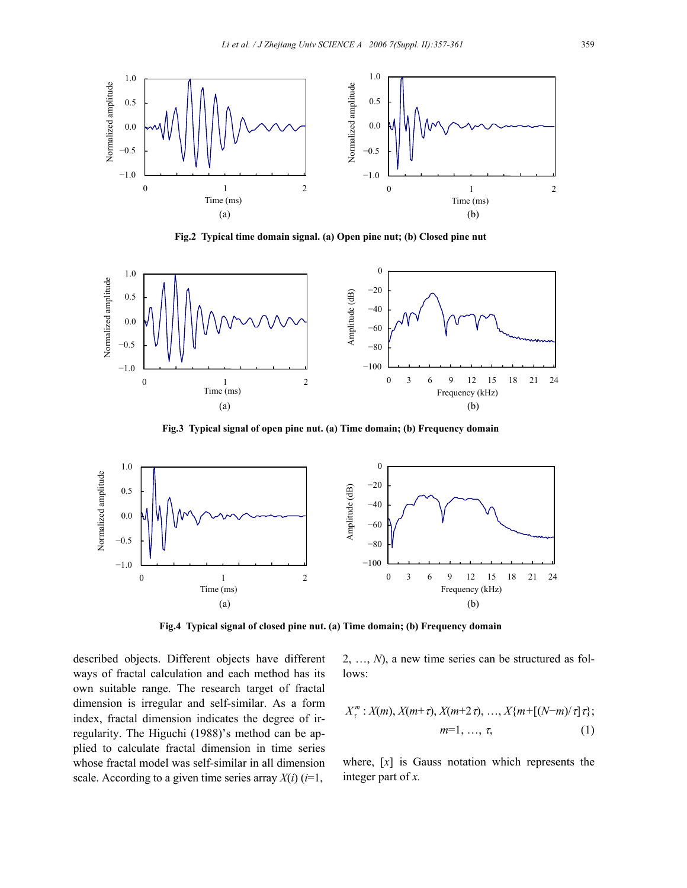Fig.2 **Typical time domain signal. (a) Open pine nut; (b) Closed pine nut**

Fig.3 **Typical signal of open pine nut. (a) Time domain; (b) Frequency domain**

Fig.4 **Typical signal of closed pine nut. (a) Time domain; (b) Frequency domain**

described objects. Different objects have different ways of fractal calculation and each method has its own suitable range. The research target of fractal dimension is irregular and self-similar. As a form index, fractal dimension indicates the degree of irregularity. The Higuchi (1988)'s method can be applied to calculate fractal dimension in time series whose fractal model was self-similar in all dimension scale. According to a given time series array $X(i)$ ($i$=1, 2, …, $N$), a new time series can be structured as follows:

$$X_{\tau}^{m}: X(m), X(m+\tau), X(m+2\tau), \ldots, X\{m+[(N-m)/\tau]\tau\};\quad m=1, \ldots, \tau, \tag{1}$$

where, $[x]$ is Gauss notation which represents the integer part of $x$.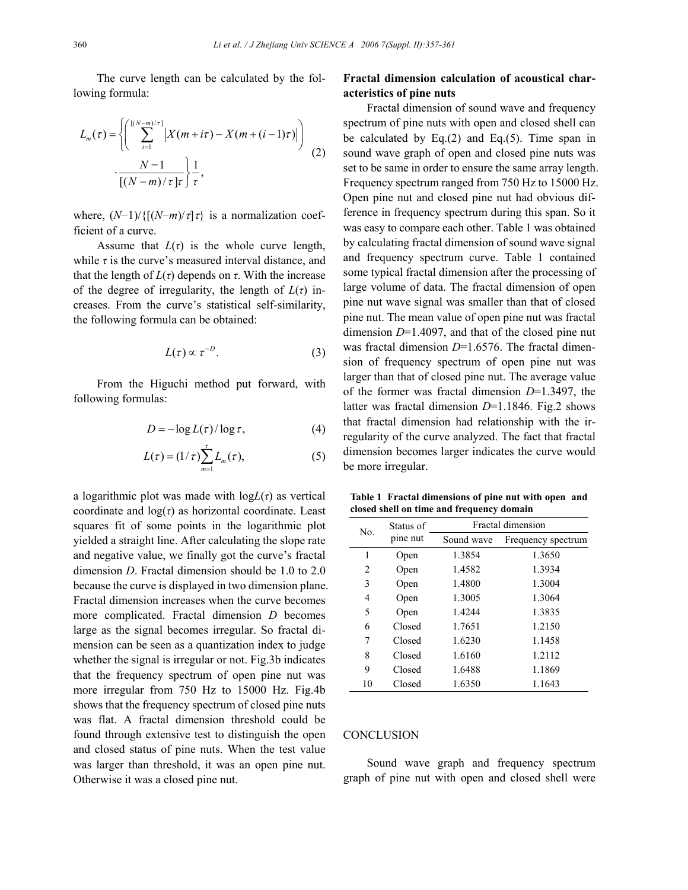The curve length can be calculated by the following formula:

$$L_m(\tau)=\left\{\left(\sum_{i=1}^{[(N-m)/\tau]}\left|X(m+i\tau)-X(m+(i-1)\tau)\right|\right)\cdot\frac{N-1}{[(N-m)/\tau]\tau}\right\}\frac{1}{\tau}, \tag{2}$$

where, $(N-1)/\{[(N-m)/\tau]\tau\}$ is a normalization coefficient of a curve.

Assume that $L(\tau)$ is the whole curve length, while $\tau$ is the curve's measured interval distance, and that the length of $L(\tau)$ depends on $\tau$. With the increase of the degree of irregularity, the length of $L(\tau)$ increases. From the curve's statistical self-similarity, the following formula can be obtained:

$$L(\tau)\propto\tau^{-D}. \tag{3}$$

From the Higuchi method put forward, with following formulas:

$$D=-\log L(\tau)/\log\tau, \tag{4}$$

$$L(\tau)=(1/\tau)\sum_{m=1}^{\tau}L_m(\tau), \tag{5}$$

a logarithmic plot was made with $\log L(\tau)$ as vertical coordinate and $\log(\tau)$ as horizontal coordinate. Least squares fit of some points in the logarithmic plot yielded a straight line. After calculating the slope rate and negative value, we finally got the curve's fractal dimension $D$. Fractal dimension should be 1.0 to 2.0 because the curve is displayed in two dimension plane. Fractal dimension increases when the curve becomes more complicated. Fractal dimension $D$ becomes large as the signal becomes irregular. So fractal dimension can be seen as a quantization index to judge whether the signal is irregular or not. Fig.3b indicates that the frequency spectrum of open pine nut was more irregular from 750 Hz to 15000 Hz. Fig.4b shows that the frequency spectrum of closed pine nuts was flat. A fractal dimension threshold could be found through extensive test to distinguish the open and closed status of pine nuts. When the test value was larger than threshold, it was an open pine nut. Otherwise it was a closed pine nut.

**Fractal dimension calculation of acoustical characteristics of pine nuts**

Fractal dimension of sound wave and frequency spectrum of pine nuts with open and closed shell can be calculated by Eq.(2) and Eq.(5). Time span in sound wave graph of open and closed pine nuts was set to be same in order to ensure the same array length. Frequency spectrum ranged from 750 Hz to 15000 Hz. Open pine nut and closed pine nut had obvious difference in frequency spectrum during this span. So it was easy to compare each other. Table 1 was obtained by calculating fractal dimension of sound wave signal and frequency spectrum curve. Table 1 contained some typical fractal dimension after the processing of large volume of data. The fractal dimension of open pine nut wave signal was smaller than that of closed pine nut. The mean value of open pine nut was fractal dimension $D$=1.4097, and that of the closed pine nut was fractal dimension $D$=1.6576. The fractal dimension of frequency spectrum of open pine nut was larger than that of closed pine nut. The average value of the former was fractal dimension $D$=1.3497, the latter was fractal dimension $D$=1.1846. Fig.2 shows that fractal dimension had relationship with the irregularity of the curve analyzed. The fact that fractal dimension becomes larger indicates the curve would be more irregular.

**Table 1 Fractal dimensions of pine nut with open and closed shell on time and frequency domain**

| No. | Status of pine nut | Fractal dimension | |
|---|---|---|---|
| | | Sound wave | Frequency spectrum |
| 1 | Open | 1.3854 | 1.3650 |
| 2 | Open | 1.4582 | 1.3934 |
| 3 | Open | 1.4800 | 1.3004 |
| 4 | Open | 1.3005 | 1.3064 |
| 5 | Open | 1.4244 | 1.3835 |
| 6 | Closed | 1.7651 | 1.2150 |
| 7 | Closed | 1.6230 | 1.1458 |
| 8 | Closed | 1.6160 | 1.2112 |
| 9 | Closed | 1.6488 | 1.1869 |
| 10 | Closed | 1.6350 | 1.1643 |

## CONCLUSION

Sound wave graph and frequency spectrum graph of pine nut with open and closed shell were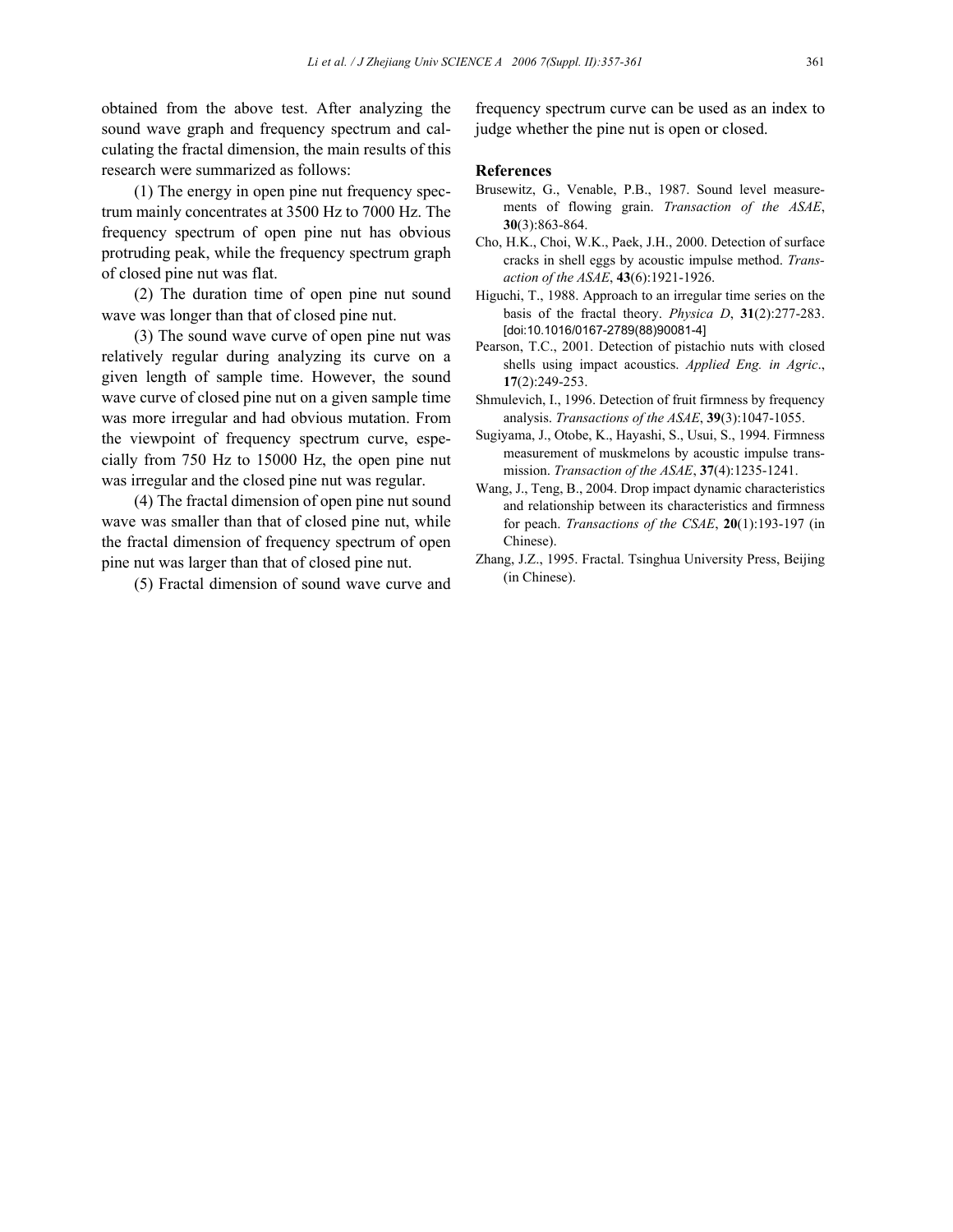obtained from the above test. After analyzing the sound wave graph and frequency spectrum and calculating the fractal dimension, the main results of this research were summarized as follows:

(1) The energy in open pine nut frequency spectrum mainly concentrates at 3500 Hz to 7000 Hz. The frequency spectrum of open pine nut has obvious protruding peak, while the frequency spectrum graph of closed pine nut was flat.

(2) The duration time of open pine nut sound wave was longer than that of closed pine nut.

(3) The sound wave curve of open pine nut was relatively regular during analyzing its curve on a given length of sample time. However, the sound wave curve of closed pine nut on a given sample time was more irregular and had obvious mutation. From the viewpoint of frequency spectrum curve, especially from 750 Hz to 15000 Hz, the open pine nut was irregular and the closed pine nut was regular.

(4) The fractal dimension of open pine nut sound wave was smaller than that of closed pine nut, while the fractal dimension of frequency spectrum of open pine nut was larger than that of closed pine nut.

(5) Fractal dimension of sound wave curve and frequency spectrum curve can be used as an index to judge whether the pine nut is open or closed.

## References

Brusewitz, G., Venable, P.B., 1987. Sound level measurements of flowing grain. *Transaction of the ASAE*, **30**(3):863-864.

Cho, H.K., Choi, W.K., Paek, J.H., 2000. Detection of surface cracks in shell eggs by acoustic impulse method. *Transaction of the ASAE*, **43**(6):1921-1926.

Higuchi, T., 1988. Approach to an irregular time series on the basis of the fractal theory. *Physica D*, **31**(2):277-283. [doi:10.1016/0167-2789(88)90081-4]

Pearson, T.C., 2001. Detection of pistachio nuts with closed shells using impact acoustics. *Applied Eng. in Agric*., **17**(2):249-253.

Shmulevich, I., 1996. Detection of fruit firmness by frequency analysis. *Transactions of the ASAE*, **39**(3):1047-1055.

Sugiyama, J., Otobe, K., Hayashi, S., Usui, S., 1994. Firmness measurement of muskmelons by acoustic impulse transmission. *Transaction of the ASAE*, **37**(4):1235-1241.

Wang, J., Teng, B., 2004. Drop impact dynamic characteristics and relationship between its characteristics and firmness for peach. *Transactions of the CSAE*, **20**(1):193-197 (in Chinese).

Zhang, J.Z., 1995. Fractal. Tsinghua University Press, Beijing (in Chinese).